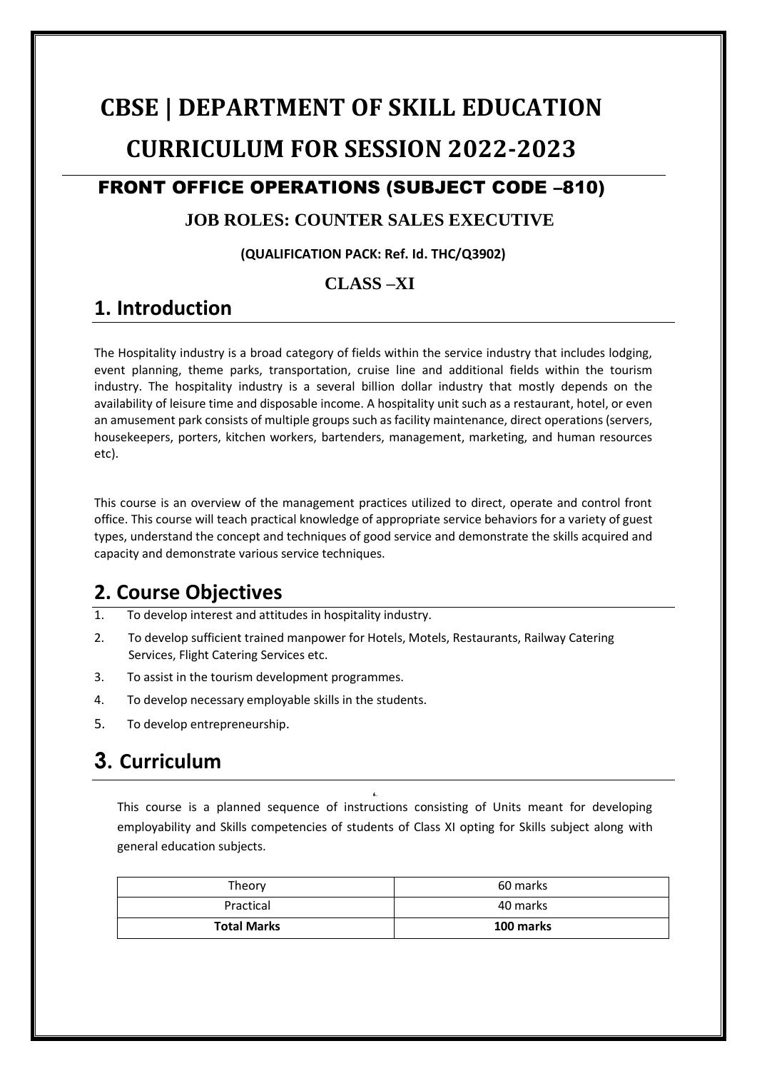# CBSE | DEPARTMENT OF SKILL EDUCATION

# CURRICULUM FOR SESSION 2022-2023

## FRONT OFFICE OPERATIONS (SUBJECT CODE –810)

### JOB ROLES: COUNTER SALES EXECUTIVE

**(QUALIFICATION PACK: Ref. Id. THC/Q3902)**

### CLASS –XI

## 1. Introduction

The Hospitality industry is a broad category of fields within the service industry that includes lodging, event planning, theme parks, transportation, cruise line and additional fields within the tourism industry. The hospitality industry is a several billion dollar industry that mostly depends on the availability of leisure time and disposable income. A hospitality unit such as a restaurant, hotel, or even an amusement park consists of multiple groups such as facility maintenance, direct operations (servers, housekeepers, porters, kitchen workers, bartenders, management, marketing, and human resources etc).

This course is an overview of the management practices utilized to direct, operate and control front office. This course will teach practical knowledge of appropriate service behaviors for a variety of guest types, understand the concept and techniques of good service and demonstrate the skills acquired and capacity and demonstrate various service techniques.

## 2. Course Objectives

1. To develop interest and attitudes in hospitality industry.
2. To develop sufficient trained manpower for Hotels, Motels, Restaurants, Railway Catering Services, Flight Catering Services etc.
3. To assist in the tourism development programmes.
4. To develop necessary employable skills in the students.
5. To develop entrepreneurship.

## 3. Curriculum

This course is a planned sequence of instructions consisting of Units meant for developing employability and Skills competencies of students of Class XI opting for Skills subject along with general education subjects.

| Theory | 60 marks |
|---|---|
| Practical | 40 marks |
| **Total Marks** | **100 marks** |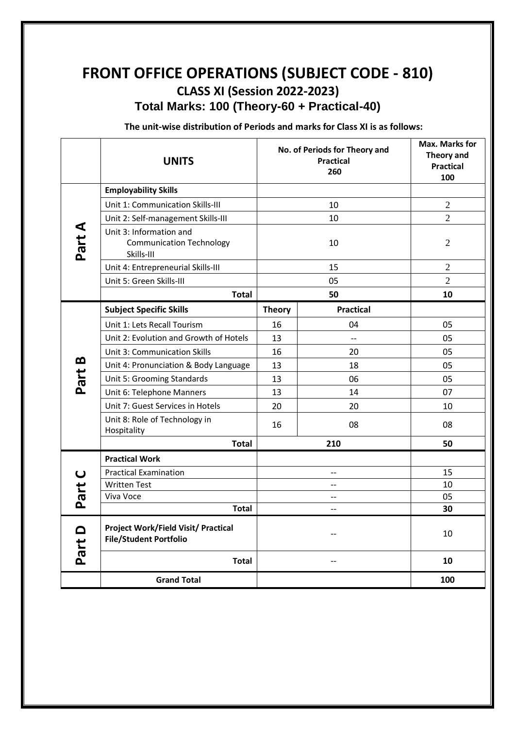# FRONT OFFICE OPERATIONS (SUBJECT CODE - 810)

## CLASS XI (Session 2022-2023)

## Total Marks: 100 (Theory-60 + Practical-40)

**The unit-wise distribution of Periods and marks for Class XI is as follows:**

| | **UNITS** | **No. of Periods for Theory and Practical 260** | | **Max. Marks for Theory and Practical 100** |
|---|---|---|---|---|
| **Part A** | **Employability Skills** | | | |
| | Unit 1: Communication Skills-III | 10 | | 2 |
| | Unit 2: Self-management Skills-III | 10 | | 2 |
| | Unit 3: Information and Communication Technology Skills-III | 10 | | 2 |
| | Unit 4: Entrepreneurial Skills-III | 15 | | 2 |
| | Unit 5: Green Skills-III | 05 | | 2 |
| | **Total** | **50** | | **10** |
| **Part B** | **Subject Specific Skills** | **Theory** | **Practical** | |
| | Unit 1: Lets Recall Tourism | 16 | 04 | 05 |
| | Unit 2: Evolution and Growth of Hotels | 13 | -- | 05 |
| | Unit 3: Communication Skills | 16 | 20 | 05 |
| | Unit 4: Pronunciation & Body Language | 13 | 18 | 05 |
| | Unit 5: Grooming Standards | 13 | 06 | 05 |
| | Unit 6: Telephone Manners | 13 | 14 | 07 |
| | Unit 7: Guest Services in Hotels | 20 | 20 | 10 |
| | Unit 8: Role of Technology in Hospitality | 16 | 08 | 08 |
| | **Total** | **210** | | **50** |
| **Part C** | **Practical Work** | | | |
| | Practical Examination | -- | | 15 |
| | Written Test | -- | | 10 |
| | Viva Voce | -- | | 05 |
| | **Total** | -- | | **30** |
| **Part D** | **Project Work/Field Visit/ Practical File/Student Portfolio** | -- | | 10 |
| | **Total** | -- | | **10** |
| | **Grand Total** | | | **100** |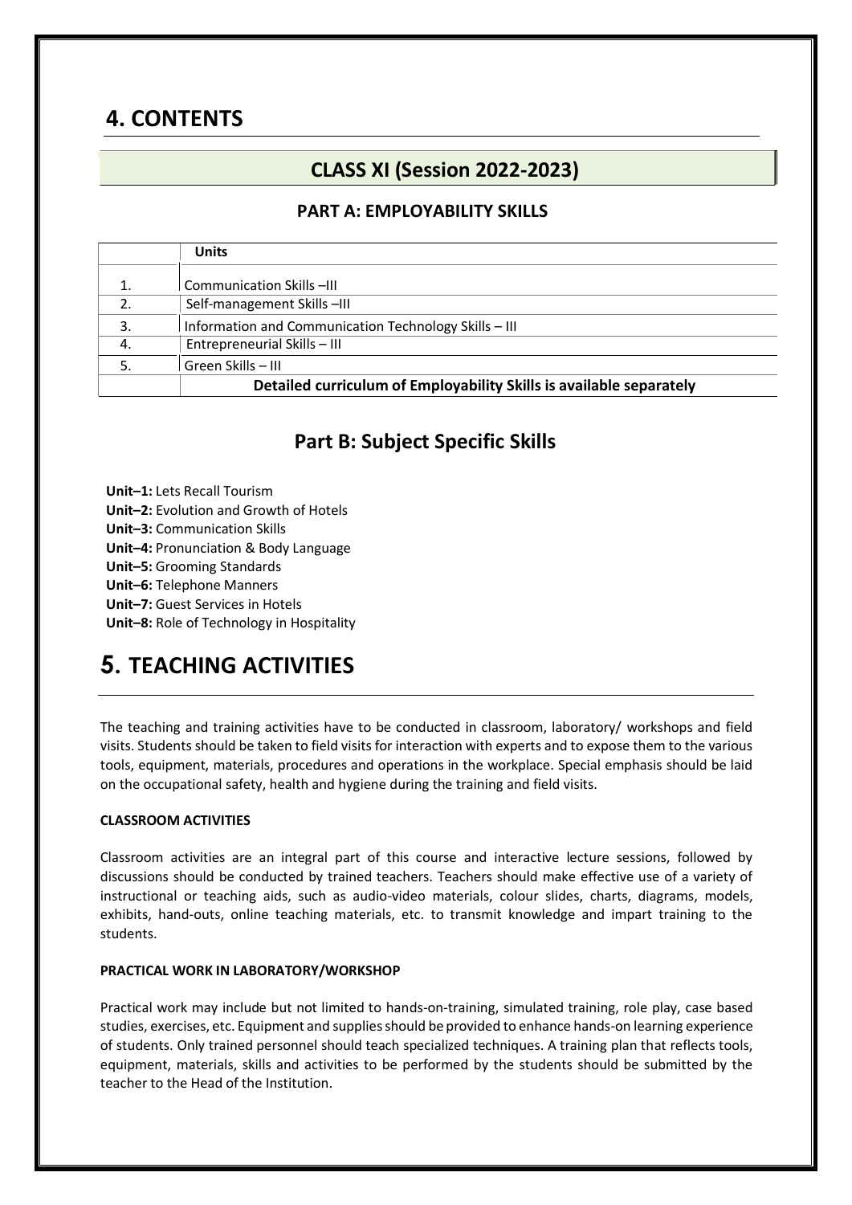# 4. CONTENTS

## CLASS XI (Session 2022-2023)

### PART A: EMPLOYABILITY SKILLS

| | Units |
|---|---|
| 1. | Communication Skills –III |
| 2. | Self-management Skills –III |
| 3. | Information and Communication Technology Skills – III |
| 4. | Entrepreneurial Skills – III |
| 5. | Green Skills – III |
| | **Detailed curriculum of Employability Skills is available separately** |

## Part B: Subject Specific Skills

**Unit–1:** Lets Recall Tourism
**Unit–2:** Evolution and Growth of Hotels
**Unit–3:** Communication Skills
**Unit–4:** Pronunciation & Body Language
**Unit–5:** Grooming Standards
**Unit–6:** Telephone Manners
**Unit–7:** Guest Services in Hotels
**Unit–8:** Role of Technology in Hospitality

# 5. TEACHING ACTIVITIES

The teaching and training activities have to be conducted in classroom, laboratory/ workshops and field visits. Students should be taken to field visits for interaction with experts and to expose them to the various tools, equipment, materials, procedures and operations in the workplace. Special emphasis should be laid on the occupational safety, health and hygiene during the training and field visits.

**CLASSROOM ACTIVITIES**

Classroom activities are an integral part of this course and interactive lecture sessions, followed by discussions should be conducted by trained teachers. Teachers should make effective use of a variety of instructional or teaching aids, such as audio-video materials, colour slides, charts, diagrams, models, exhibits, hand-outs, online teaching materials, etc. to transmit knowledge and impart training to the students.

**PRACTICAL WORK IN LABORATORY/WORKSHOP**

Practical work may include but not limited to hands-on-training, simulated training, role play, case based studies, exercises, etc. Equipment and supplies should be provided to enhance hands-on learning experience of students. Only trained personnel should teach specialized techniques. A training plan that reflects tools, equipment, materials, skills and activities to be performed by the students should be submitted by the teacher to the Head of the Institution.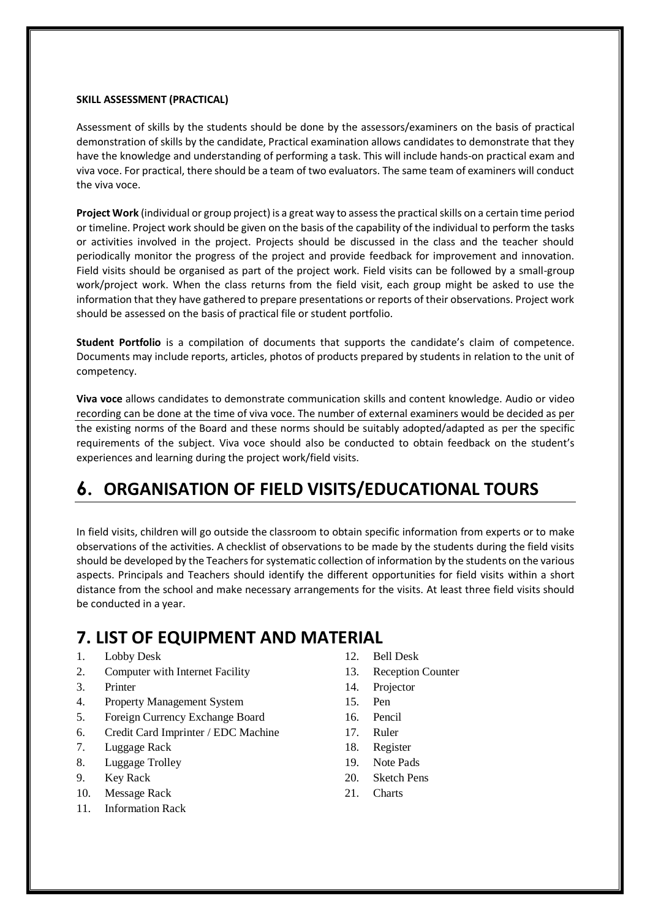**SKILL ASSESSMENT (PRACTICAL)**

Assessment of skills by the students should be done by the assessors/examiners on the basis of practical demonstration of skills by the candidate, Practical examination allows candidates to demonstrate that they have the knowledge and understanding of performing a task. This will include hands-on practical exam and viva voce. For practical, there should be a team of two evaluators. The same team of examiners will conduct the viva voce.

**Project Work** (individual or group project) is a great way to assess the practical skills on a certain time period or timeline. Project work should be given on the basis of the capability of the individual to perform the tasks or activities involved in the project. Projects should be discussed in the class and the teacher should periodically monitor the progress of the project and provide feedback for improvement and innovation. Field visits should be organised as part of the project work. Field visits can be followed by a small-group work/project work. When the class returns from the field visit, each group might be asked to use the information that they have gathered to prepare presentations or reports of their observations. Project work should be assessed on the basis of practical file or student portfolio.

**Student Portfolio** is a compilation of documents that supports the candidate's claim of competence. Documents may include reports, articles, photos of products prepared by students in relation to the unit of competency.

**Viva voce** allows candidates to demonstrate communication skills and content knowledge. Audio or video recording can be done at the time of viva voce. The number of external examiners would be decided as per the existing norms of the Board and these norms should be suitably adopted/adapted as per the specific requirements of the subject. Viva voce should also be conducted to obtain feedback on the student's experiences and learning during the project work/field visits.

# 6. ORGANISATION OF FIELD VISITS/EDUCATIONAL TOURS

In field visits, children will go outside the classroom to obtain specific information from experts or to make observations of the activities. A checklist of observations to be made by the students during the field visits should be developed by the Teachers for systematic collection of information by the students on the various aspects. Principals and Teachers should identify the different opportunities for field visits within a short distance from the school and make necessary arrangements for the visits. At least three field visits should be conducted in a year.

# 7. LIST OF EQUIPMENT AND MATERIAL

1. Lobby Desk
2. Computer with Internet Facility
3. Printer
4. Property Management System
5. Foreign Currency Exchange Board
6. Credit Card Imprinter / EDC Machine
7. Luggage Rack
8. Luggage Trolley
9. Key Rack
10. Message Rack
11. Information Rack
12. Bell Desk
13. Reception Counter
14. Projector
15. Pen
16. Pencil
17. Ruler
18. Register
19. Note Pads
20. Sketch Pens
21. Charts